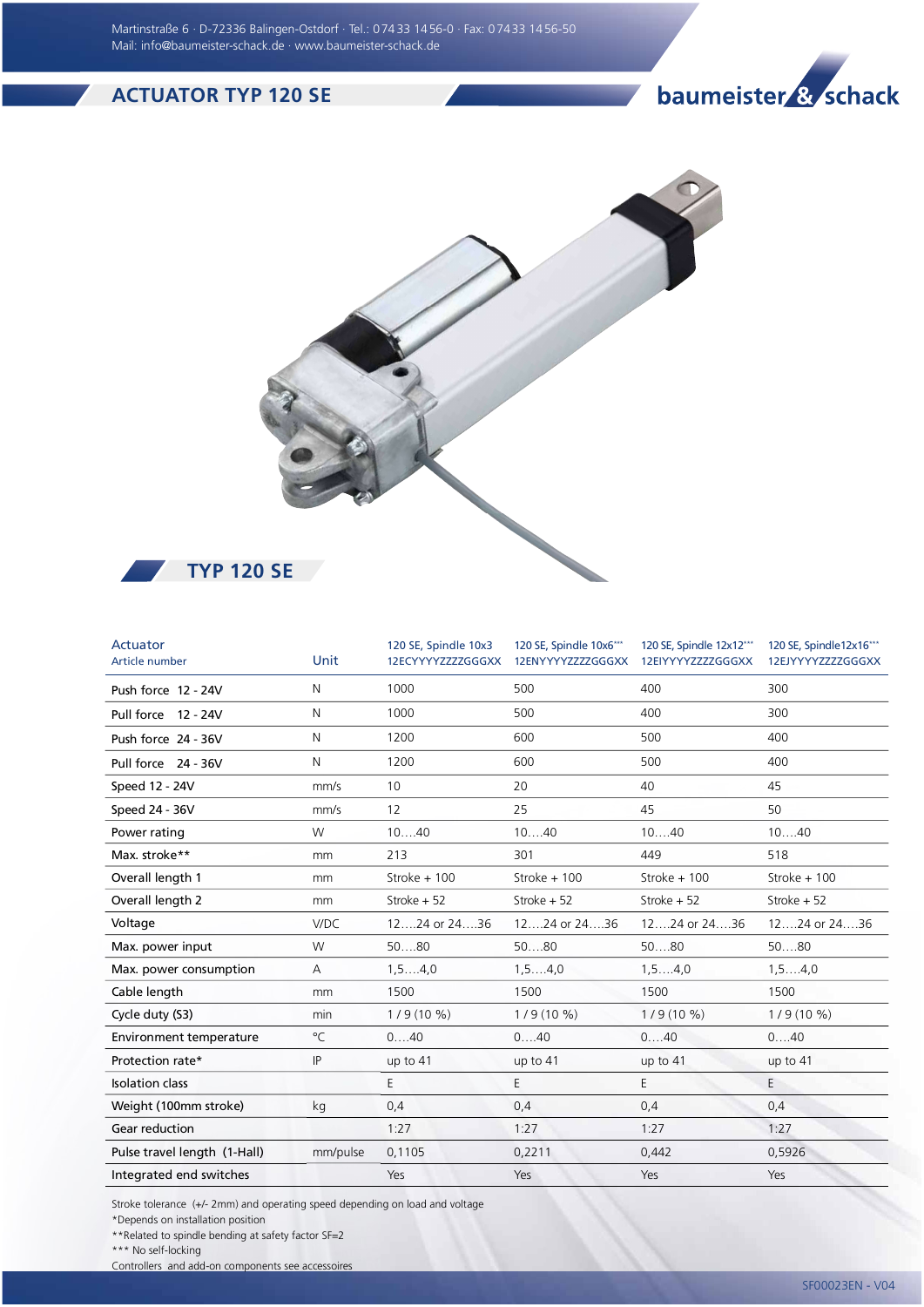Martinstraße 6 · D-72336 Balingen-Ostdorf · Tel.: 07433 1456-0 · Fax: 07433 1456-50
Mail: info@baumeister-schack.de · www.baumeister-schack.de

# ACTUATOR TYP 120 SE

baumeister & schack

## TYP 120 SE

| Actuator<br>Article number | Unit | 120 SE, Spindle 10x3<br>12ECYYYYZZZZGGGXX | 120 SE, Spindle 10x6***<br>12ENYYYYZZZZGGGXX | 120 SE, Spindle 12x12***<br>12EIYYYYZZZZGGGXX | 120 SE, Spindle12x16***<br>12EJYYYYZZZZGGGXX |
|---|---|---|---|---|---|
| Push force 12 - 24V | N | 1000 | 500 | 400 | 300 |
| Pull force 12 - 24V | N | 1000 | 500 | 400 | 300 |
| Push force 24 - 36V | N | 1200 | 600 | 500 | 400 |
| Pull force 24 - 36V | N | 1200 | 600 | 500 | 400 |
| Speed 12 - 24V | mm/s | 10 | 20 | 40 | 45 |
| Speed 24 - 36V | mm/s | 12 | 25 | 45 | 50 |
| Power rating | W | 10….40 | 10….40 | 10….40 | 10….40 |
| Max. stroke** | mm | 213 | 301 | 449 | 518 |
| Overall length 1 | mm | Stroke + 100 | Stroke + 100 | Stroke + 100 | Stroke + 100 |
| Overall length 2 | mm | Stroke + 52 | Stroke + 52 | Stroke + 52 | Stroke + 52 |
| Voltage | V/DC | 12….24 or 24….36 | 12….24 or 24….36 | 12….24 or 24….36 | 12….24 or 24….36 |
| Max. power input | W | 50….80 | 50….80 | 50….80 | 50….80 |
| Max. power consumption | A | 1,5….4,0 | 1,5….4,0 | 1,5….4,0 | 1,5….4,0 |
| Cable length | mm | 1500 | 1500 | 1500 | 1500 |
| Cycle duty (S3) | min | 1 / 9 (10 %) | 1 / 9 (10 %) | 1 / 9 (10 %) | 1 / 9 (10 %) |
| Environment temperature | °C | 0….40 | 0….40 | 0….40 | 0….40 |
| Protection rate* | IP | up to 41 | up to 41 | up to 41 | up to 41 |
| Isolation class | | E | E | E | E |
| Weight (100mm stroke) | kg | 0,4 | 0,4 | 0,4 | 0,4 |
| Gear reduction | | 1:27 | 1:27 | 1:27 | 1:27 |
| Pulse travel length (1-Hall) | mm/pulse | 0,1105 | 0,2211 | 0,442 | 0,5926 |
| Integrated end switches | | Yes | Yes | Yes | Yes |

Stroke tolerance (+/- 2mm) and operating speed depending on load and voltage
*Depends on installation position
**Related to spindle bending at safety factor SF=2
*** No self-locking
Controllers and add-on components see accessoires

SF00023EN - V04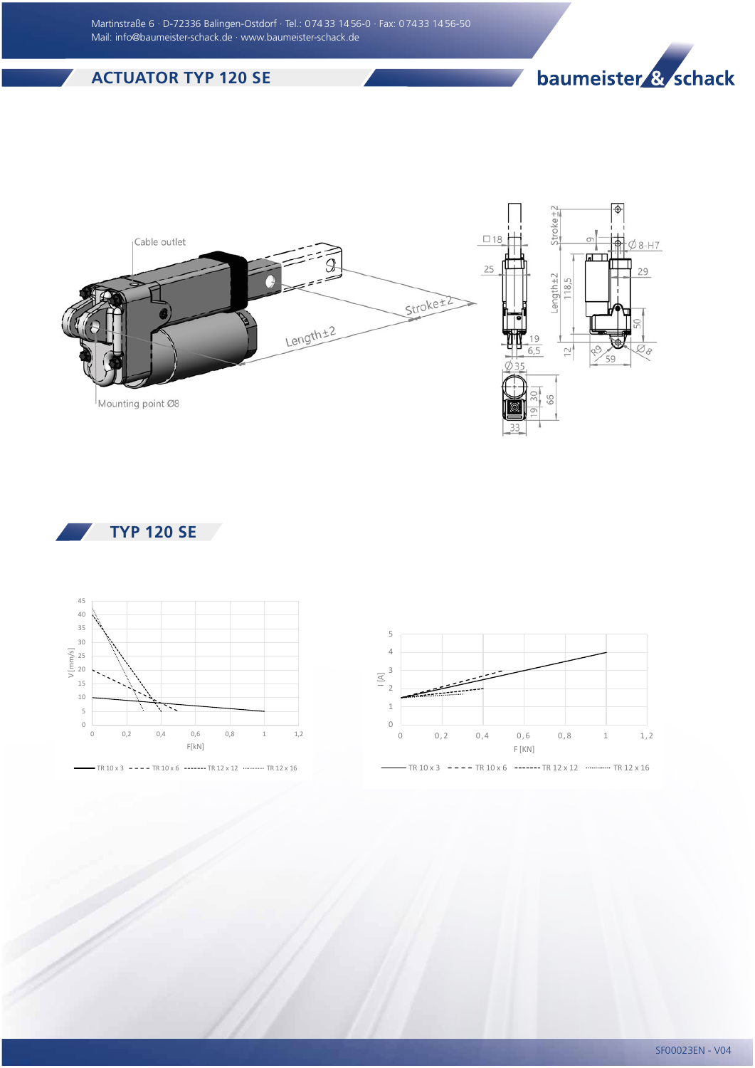# ACTUATOR TYP 120 SE

Cable outlet

Stroke±2

Length±2

Mounting point Ø8

□18

25

19

6,5

Stroke±2

Length±2

118,5

12

9

Ø8-H7

29

50

R9

59

Ø8

Ø35

30

66

19

33

## TYP 120 SE

V [mm/s]

45
40
35
30
25
20
15
10
5
0

0 0,2 0,4 0,6 0,8 1 1,2

F[kN]

TR 10 x 3 TR 10 x 6 TR 12 x 12 TR 12 x 16

I [A]

5
4
3
2
1
0

0 0,2 0,4 0,6 0,8 1 1,2

F [KN]

TR 10 x 3 TR 10 x 6 TR 12 x 12 TR 12 x 16